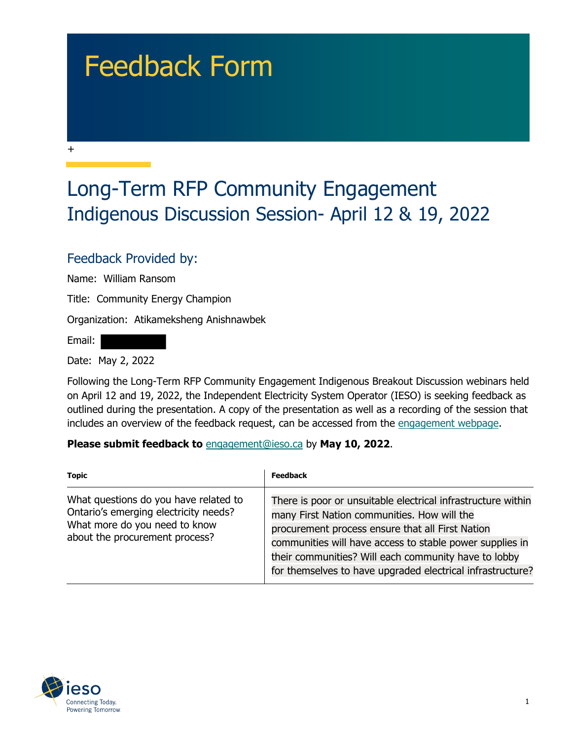# Feedback Form

+

## Long-Term RFP Community Engagement

### Indigenous Discussion Session- April 12 & 19, 2022

### Feedback Provided by:

Name: William Ransom

Title: Community Energy Champion

Organization: Atikameksheng Anishnawbek

Email:

Date: May 2, 2022

Following the Long-Term RFP Community Engagement Indigenous Breakout Discussion webinars held on April 12 and 19, 2022, the Independent Electricity System Operator (IESO) is seeking feedback as outlined during the presentation. A copy of the presentation as well as a recording of the session that includes an overview of the feedback request, can be accessed from the engagement webpage.

**Please submit feedback to** engagement@ieso.ca by **May 10, 2022**.

| Topic | Feedback |
|---|---|
| What questions do you have related to Ontario's emerging electricity needs? What more do you need to know about the procurement process? | There is poor or unsuitable electrical infrastructure within many First Nation communities. How will the procurement process ensure that all First Nation communities will have access to stable power supplies in their communities? Will each community have to lobby for themselves to have upgraded electrical infrastructure? |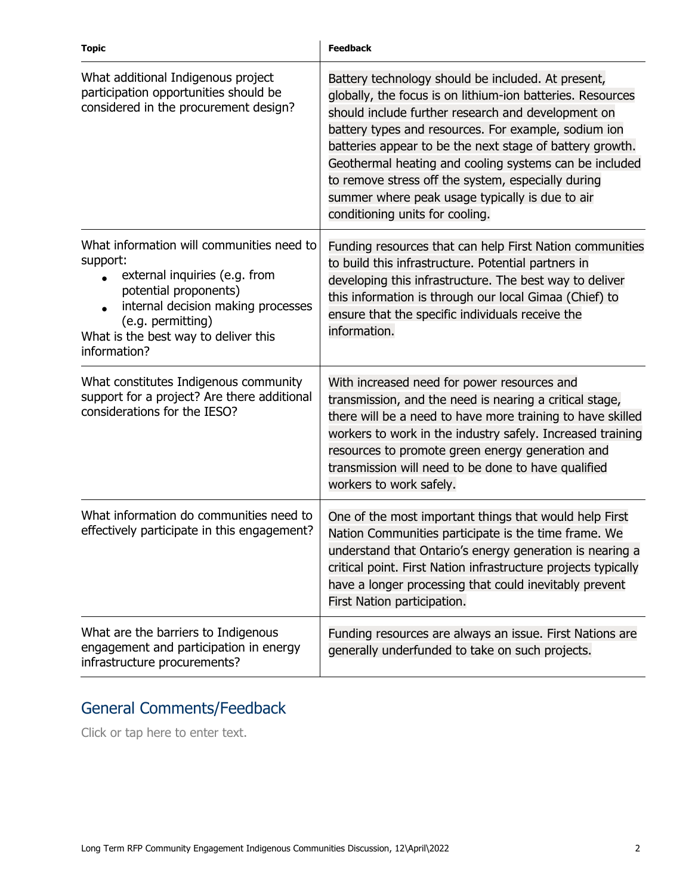| Topic | Feedback |
|---|---|
| What additional Indigenous project participation opportunities should be considered in the procurement design? | Battery technology should be included. At present, globally, the focus is on lithium-ion batteries. Resources should include further research and development on battery types and resources. For example, sodium ion batteries appear to be the next stage of battery growth. Geothermal heating and cooling systems can be included to remove stress off the system, especially during summer where peak usage typically is due to air conditioning units for cooling. |
| What information will communities need to support:<br>• external inquiries (e.g. from potential proponents)<br>• internal decision making processes (e.g. permitting)<br>What is the best way to deliver this information? | Funding resources that can help First Nation communities to build this infrastructure. Potential partners in developing this infrastructure. The best way to deliver this information is through our local Gimaa (Chief) to ensure that the specific individuals receive the information. |
| What constitutes Indigenous community support for a project? Are there additional considerations for the IESO? | With increased need for power resources and transmission, and the need is nearing a critical stage, there will be a need to have more training to have skilled workers to work in the industry safely. Increased training resources to promote green energy generation and transmission will need to be done to have qualified workers to work safely. |
| What information do communities need to effectively participate in this engagement? | One of the most important things that would help First Nation Communities participate is the time frame. We understand that Ontario's energy generation is nearing a critical point. First Nation infrastructure projects typically have a longer processing that could inevitably prevent First Nation participation. |
| What are the barriers to Indigenous engagement and participation in energy infrastructure procurements? | Funding resources are always an issue. First Nations are generally underfunded to take on such projects. |

## General Comments/Feedback

Click or tap here to enter text.